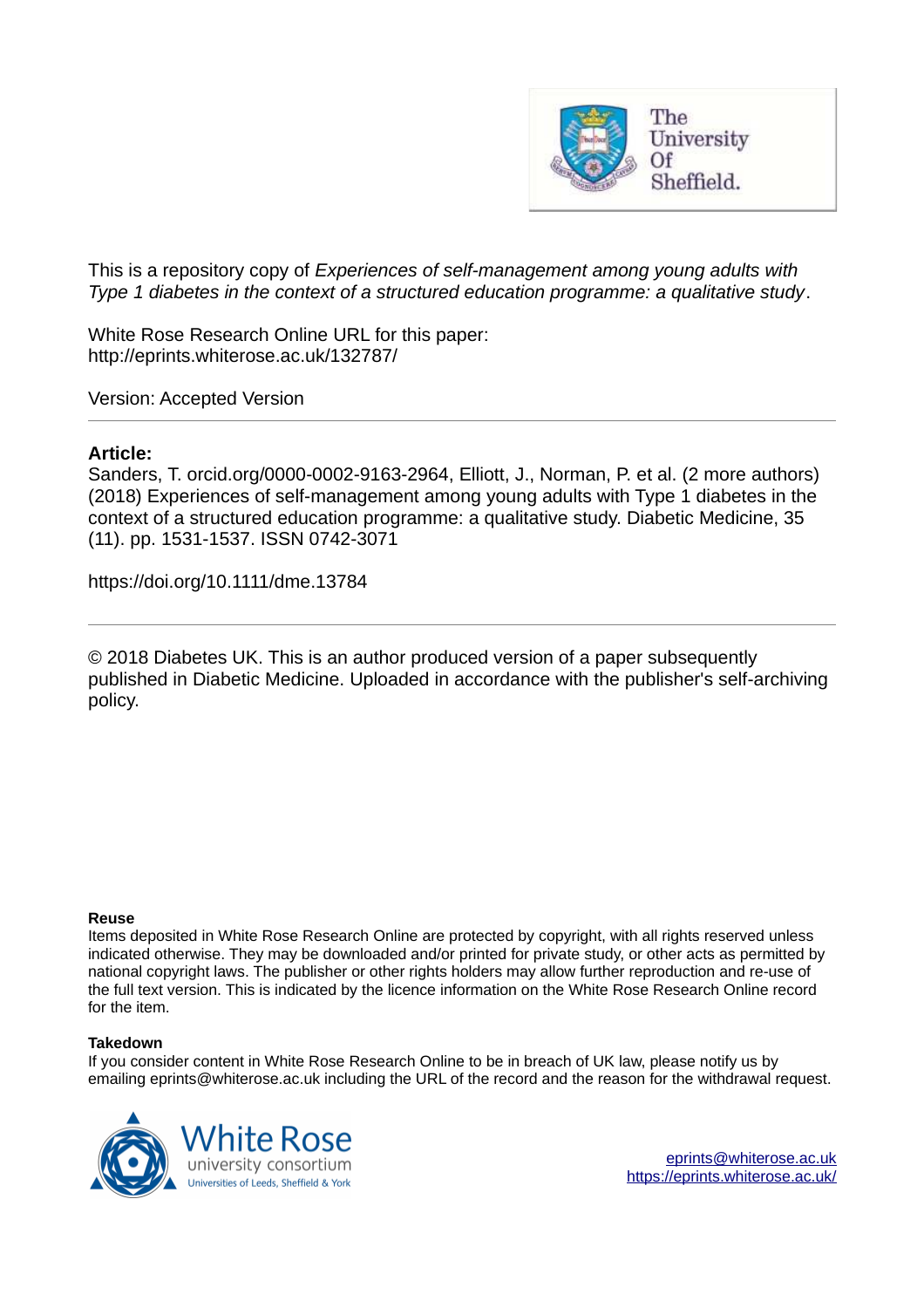This is a repository copy of *Experiences of self-management among young adults with Type 1 diabetes in the context of a structured education programme: a qualitative study*.

White Rose Research Online URL for this paper:
http://eprints.whiterose.ac.uk/132787/

Version: Accepted Version

---

**Article:**

Sanders, T. orcid.org/0000-0002-9163-2964, Elliott, J., Norman, P. et al. (2 more authors) (2018) Experiences of self-management among young adults with Type 1 diabetes in the context of a structured education programme: a qualitative study. Diabetic Medicine, 35 (11). pp. 1531-1537. ISSN 0742-3071

https://doi.org/10.1111/dme.13784

---

© 2018 Diabetes UK. This is an author produced version of a paper subsequently published in Diabetic Medicine. Uploaded in accordance with the publisher's self-archiving policy.

**Reuse**

Items deposited in White Rose Research Online are protected by copyright, with all rights reserved unless indicated otherwise. They may be downloaded and/or printed for private study, or other acts as permitted by national copyright laws. The publisher or other rights holders may allow further reproduction and re-use of the full text version. This is indicated by the licence information on the White Rose Research Online record for the item.

**Takedown**

If you consider content in White Rose Research Online to be in breach of UK law, please notify us by emailing eprints@whiterose.ac.uk including the URL of the record and the reason for the withdrawal request.

eprints@whiterose.ac.uk
https://eprints.whiterose.ac.uk/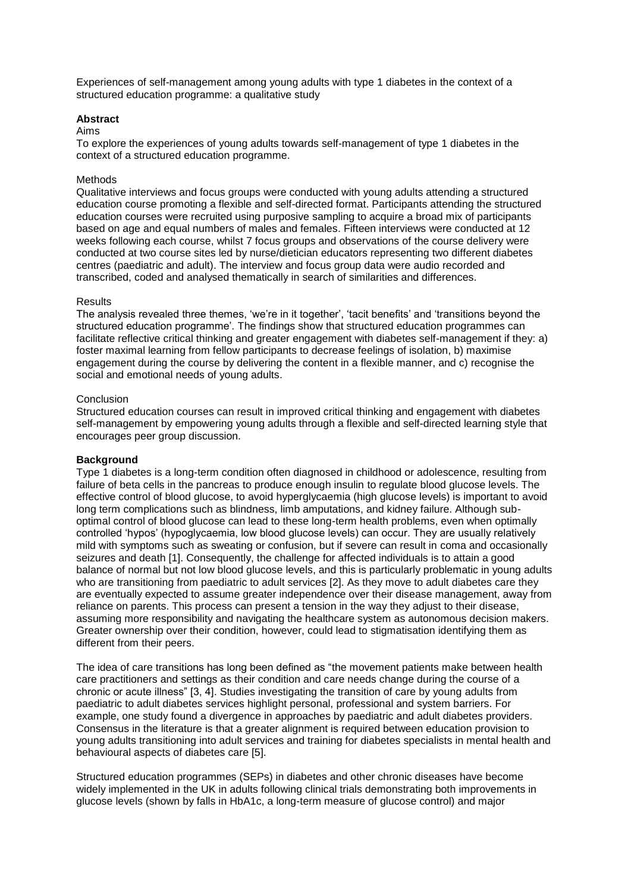Experiences of self-management among young adults with type 1 diabetes in the context of a structured education programme: a qualitative study

## Abstract

Aims

To explore the experiences of young adults towards self-management of type 1 diabetes in the context of a structured education programme.

Methods

Qualitative interviews and focus groups were conducted with young adults attending a structured education course promoting a flexible and self-directed format. Participants attending the structured education courses were recruited using purposive sampling to acquire a broad mix of participants based on age and equal numbers of males and females. Fifteen interviews were conducted at 12 weeks following each course, whilst 7 focus groups and observations of the course delivery were conducted at two course sites led by nurse/dietician educators representing two different diabetes centres (paediatric and adult). The interview and focus group data were audio recorded and transcribed, coded and analysed thematically in search of similarities and differences.

Results

The analysis revealed three themes, 'we're in it together', 'tacit benefits' and 'transitions beyond the structured education programme'. The findings show that structured education programmes can facilitate reflective critical thinking and greater engagement with diabetes self-management if they: a) foster maximal learning from fellow participants to decrease feelings of isolation, b) maximise engagement during the course by delivering the content in a flexible manner, and c) recognise the social and emotional needs of young adults.

Conclusion

Structured education courses can result in improved critical thinking and engagement with diabetes self-management by empowering young adults through a flexible and self-directed learning style that encourages peer group discussion.

## Background

Type 1 diabetes is a long-term condition often diagnosed in childhood or adolescence, resulting from failure of beta cells in the pancreas to produce enough insulin to regulate blood glucose levels. The effective control of blood glucose, to avoid hyperglycaemia (high glucose levels) is important to avoid long term complications such as blindness, limb amputations, and kidney failure. Although sub-optimal control of blood glucose can lead to these long-term health problems, even when optimally controlled 'hypos' (hypoglycaemia, low blood glucose levels) can occur. They are usually relatively mild with symptoms such as sweating or confusion, but if severe can result in coma and occasionally seizures and death [1]. Consequently, the challenge for affected individuals is to attain a good balance of normal but not low blood glucose levels, and this is particularly problematic in young adults who are transitioning from paediatric to adult services [2]. As they move to adult diabetes care they are eventually expected to assume greater independence over their disease management, away from reliance on parents. This process can present a tension in the way they adjust to their disease, assuming more responsibility and navigating the healthcare system as autonomous decision makers. Greater ownership over their condition, however, could lead to stigmatisation identifying them as different from their peers.

The idea of care transitions has long been defined as "the movement patients make between health care practitioners and settings as their condition and care needs change during the course of a chronic or acute illness" [3, 4]. Studies investigating the transition of care by young adults from paediatric to adult diabetes services highlight personal, professional and system barriers. For example, one study found a divergence in approaches by paediatric and adult diabetes providers. Consensus in the literature is that a greater alignment is required between education provision to young adults transitioning into adult services and training for diabetes specialists in mental health and behavioural aspects of diabetes care [5].

Structured education programmes (SEPs) in diabetes and other chronic diseases have become widely implemented in the UK in adults following clinical trials demonstrating both improvements in glucose levels (shown by falls in HbA1c, a long-term measure of glucose control) and major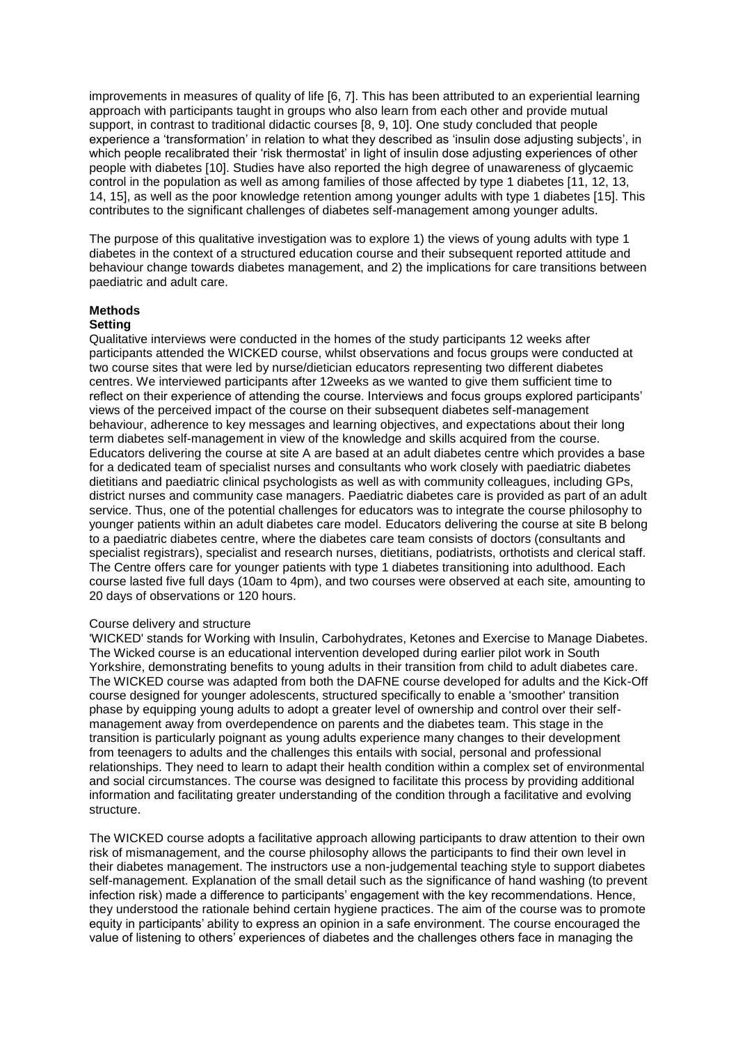improvements in measures of quality of life [6, 7]. This has been attributed to an experiential learning approach with participants taught in groups who also learn from each other and provide mutual support, in contrast to traditional didactic courses [8, 9, 10]. One study concluded that people experience a 'transformation' in relation to what they described as 'insulin dose adjusting subjects', in which people recalibrated their 'risk thermostat' in light of insulin dose adjusting experiences of other people with diabetes [10]. Studies have also reported the high degree of unawareness of glycaemic control in the population as well as among families of those affected by type 1 diabetes [11, 12, 13, 14, 15], as well as the poor knowledge retention among younger adults with type 1 diabetes [15]. This contributes to the significant challenges of diabetes self-management among younger adults.

The purpose of this qualitative investigation was to explore 1) the views of young adults with type 1 diabetes in the context of a structured education course and their subsequent reported attitude and behaviour change towards diabetes management, and 2) the implications for care transitions between paediatric and adult care.

## Methods

### Setting

Qualitative interviews were conducted in the homes of the study participants 12 weeks after participants attended the WICKED course, whilst observations and focus groups were conducted at two course sites that were led by nurse/dietician educators representing two different diabetes centres. We interviewed participants after 12weeks as we wanted to give them sufficient time to reflect on their experience of attending the course. Interviews and focus groups explored participants' views of the perceived impact of the course on their subsequent diabetes self-management behaviour, adherence to key messages and learning objectives, and expectations about their long term diabetes self-management in view of the knowledge and skills acquired from the course. Educators delivering the course at site A are based at an adult diabetes centre which provides a base for a dedicated team of specialist nurses and consultants who work closely with paediatric diabetes dietitians and paediatric clinical psychologists as well as with community colleagues, including GPs, district nurses and community case managers. Paediatric diabetes care is provided as part of an adult service. Thus, one of the potential challenges for educators was to integrate the course philosophy to younger patients within an adult diabetes care model. Educators delivering the course at site B belong to a paediatric diabetes centre, where the diabetes care team consists of doctors (consultants and specialist registrars), specialist and research nurses, dietitians, podiatrists, orthotists and clerical staff. The Centre offers care for younger patients with type 1 diabetes transitioning into adulthood. Each course lasted five full days (10am to 4pm), and two courses were observed at each site, amounting to 20 days of observations or 120 hours.

### Course delivery and structure

'WICKED' stands for Working with Insulin, Carbohydrates, Ketones and Exercise to Manage Diabetes. The Wicked course is an educational intervention developed during earlier pilot work in South Yorkshire, demonstrating benefits to young adults in their transition from child to adult diabetes care. The WICKED course was adapted from both the DAFNE course developed for adults and the Kick-Off course designed for younger adolescents, structured specifically to enable a 'smoother' transition phase by equipping young adults to adopt a greater level of ownership and control over their self-management away from overdependence on parents and the diabetes team. This stage in the transition is particularly poignant as young adults experience many changes to their development from teenagers to adults and the challenges this entails with social, personal and professional relationships. They need to learn to adapt their health condition within a complex set of environmental and social circumstances. The course was designed to facilitate this process by providing additional information and facilitating greater understanding of the condition through a facilitative and evolving structure.

The WICKED course adopts a facilitative approach allowing participants to draw attention to their own risk of mismanagement, and the course philosophy allows the participants to find their own level in their diabetes management. The instructors use a non-judgemental teaching style to support diabetes self-management. Explanation of the small detail such as the significance of hand washing (to prevent infection risk) made a difference to participants' engagement with the key recommendations. Hence, they understood the rationale behind certain hygiene practices. The aim of the course was to promote equity in participants' ability to express an opinion in a safe environment. The course encouraged the value of listening to others' experiences of diabetes and the challenges others face in managing the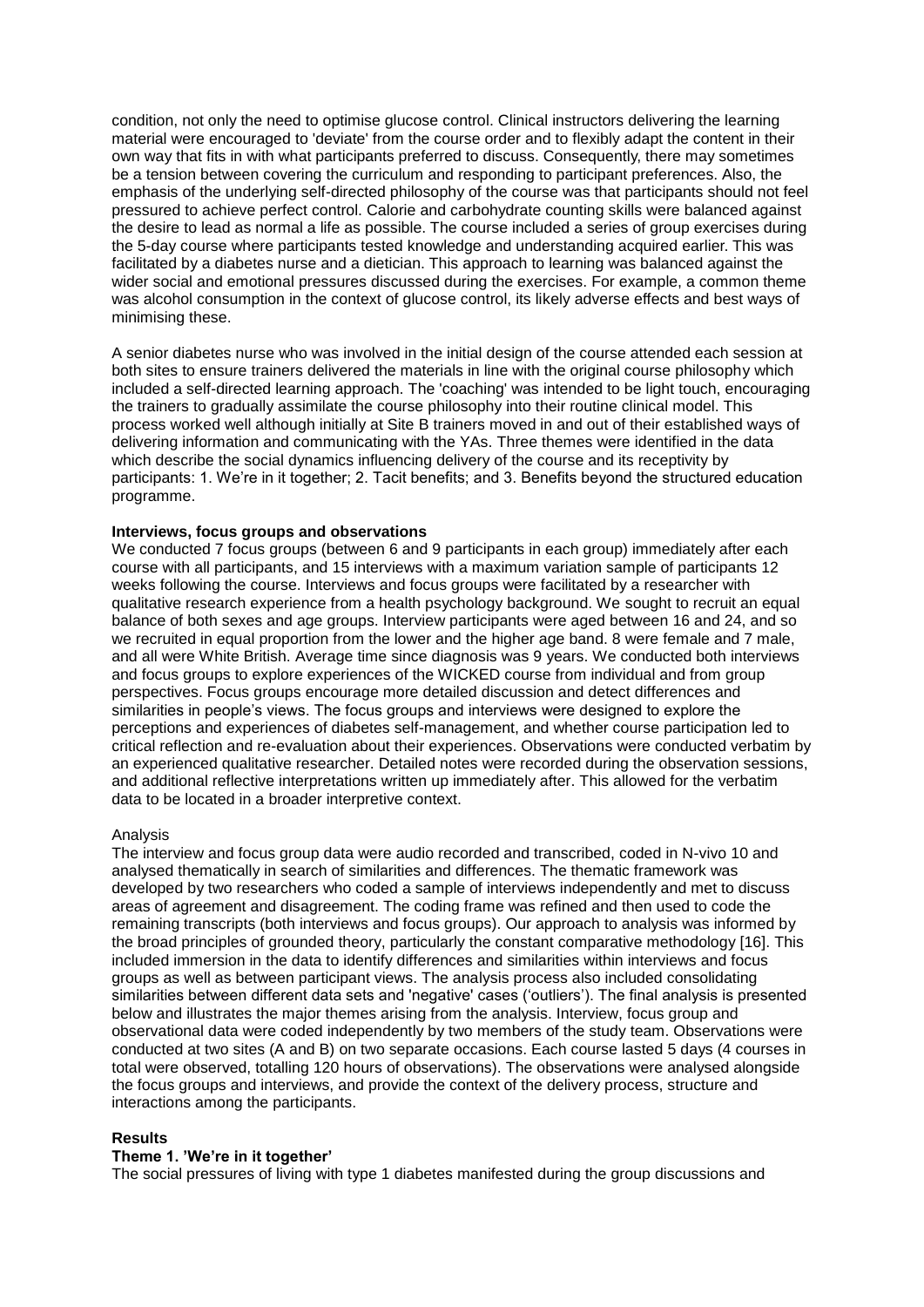condition, not only the need to optimise glucose control. Clinical instructors delivering the learning material were encouraged to 'deviate' from the course order and to flexibly adapt the content in their own way that fits in with what participants preferred to discuss. Consequently, there may sometimes be a tension between covering the curriculum and responding to participant preferences. Also, the emphasis of the underlying self-directed philosophy of the course was that participants should not feel pressured to achieve perfect control. Calorie and carbohydrate counting skills were balanced against the desire to lead as normal a life as possible. The course included a series of group exercises during the 5-day course where participants tested knowledge and understanding acquired earlier. This was facilitated by a diabetes nurse and a dietician. This approach to learning was balanced against the wider social and emotional pressures discussed during the exercises. For example, a common theme was alcohol consumption in the context of glucose control, its likely adverse effects and best ways of minimising these.

A senior diabetes nurse who was involved in the initial design of the course attended each session at both sites to ensure trainers delivered the materials in line with the original course philosophy which included a self-directed learning approach. The 'coaching' was intended to be light touch, encouraging the trainers to gradually assimilate the course philosophy into their routine clinical model. This process worked well although initially at Site B trainers moved in and out of their established ways of delivering information and communicating with the YAs. Three themes were identified in the data which describe the social dynamics influencing delivery of the course and its receptivity by participants: 1. We're in it together; 2. Tacit benefits; and 3. Benefits beyond the structured education programme.

**Interviews, focus groups and observations**

We conducted 7 focus groups (between 6 and 9 participants in each group) immediately after each course with all participants, and 15 interviews with a maximum variation sample of participants 12 weeks following the course. Interviews and focus groups were facilitated by a researcher with qualitative research experience from a health psychology background. We sought to recruit an equal balance of both sexes and age groups. Interview participants were aged between 16 and 24, and so we recruited in equal proportion from the lower and the higher age band. 8 were female and 7 male, and all were White British. Average time since diagnosis was 9 years. We conducted both interviews and focus groups to explore experiences of the WICKED course from individual and from group perspectives. Focus groups encourage more detailed discussion and detect differences and similarities in people's views. The focus groups and interviews were designed to explore the perceptions and experiences of diabetes self-management, and whether course participation led to critical reflection and re-evaluation about their experiences. Observations were conducted verbatim by an experienced qualitative researcher. Detailed notes were recorded during the observation sessions, and additional reflective interpretations written up immediately after. This allowed for the verbatim data to be located in a broader interpretive context.

Analysis

The interview and focus group data were audio recorded and transcribed, coded in N-vivo 10 and analysed thematically in search of similarities and differences. The thematic framework was developed by two researchers who coded a sample of interviews independently and met to discuss areas of agreement and disagreement. The coding frame was refined and then used to code the remaining transcripts (both interviews and focus groups). Our approach to analysis was informed by the broad principles of grounded theory, particularly the constant comparative methodology [16]. This included immersion in the data to identify differences and similarities within interviews and focus groups as well as between participant views. The analysis process also included consolidating similarities between different data sets and 'negative' cases ('outliers'). The final analysis is presented below and illustrates the major themes arising from the analysis. Interview, focus group and observational data were coded independently by two members of the study team. Observations were conducted at two sites (A and B) on two separate occasions. Each course lasted 5 days (4 courses in total were observed, totalling 120 hours of observations). The observations were analysed alongside the focus groups and interviews, and provide the context of the delivery process, structure and interactions among the participants.

**Results**

**Theme 1. 'We're in it together'**

The social pressures of living with type 1 diabetes manifested during the group discussions and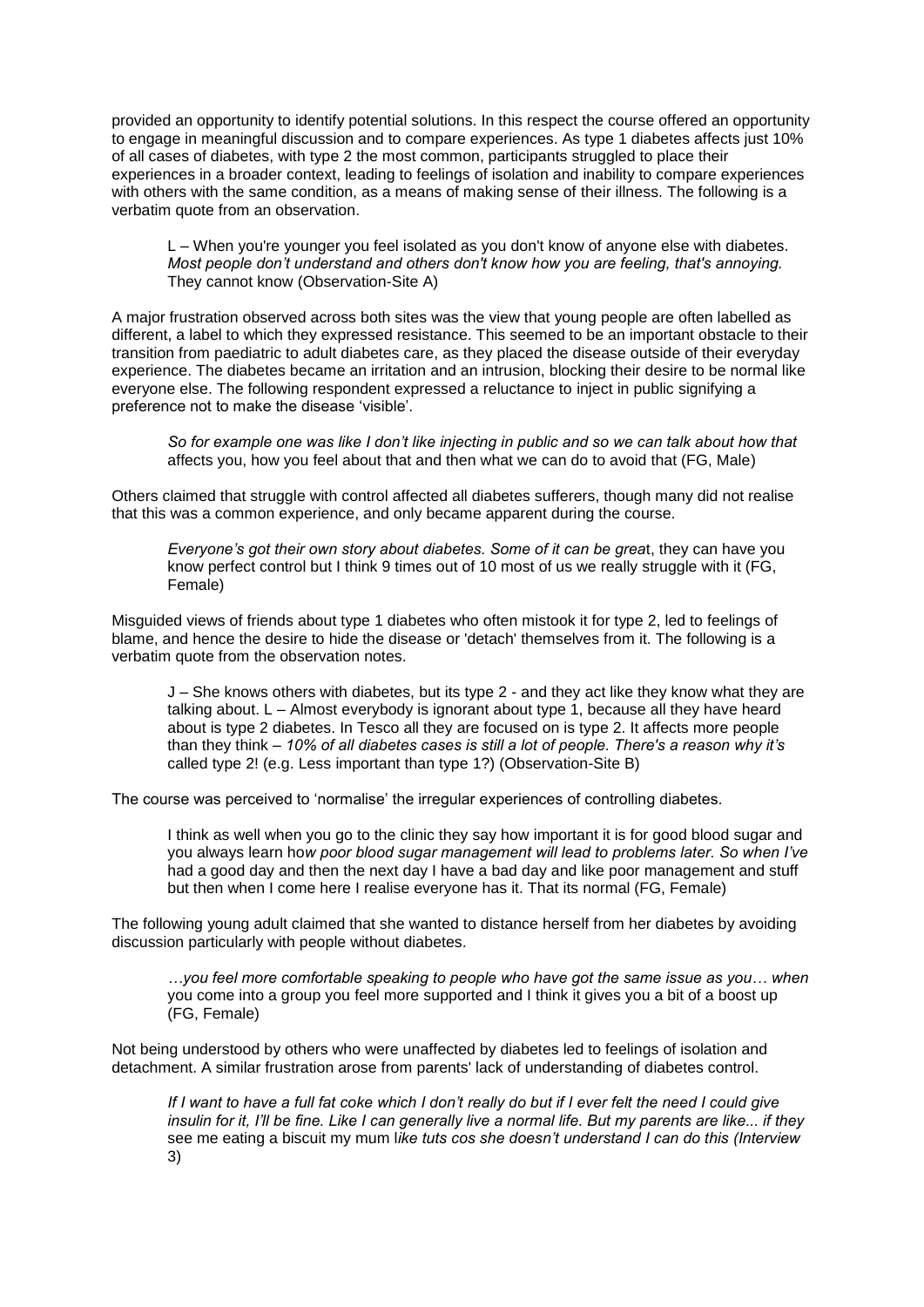provided an opportunity to identify potential solutions. In this respect the course offered an opportunity to engage in meaningful discussion and to compare experiences. As type 1 diabetes affects just 10% of all cases of diabetes, with type 2 the most common, participants struggled to place their experiences in a broader context, leading to feelings of isolation and inability to compare experiences with others with the same condition, as a means of making sense of their illness. The following is a verbatim quote from an observation.

> L – When you're younger you feel isolated as you don't know of anyone else with diabetes. *Most people don't understand and others don't know how you are feeling, that's annoying.* They cannot know (Observation-Site A)

A major frustration observed across both sites was the view that young people are often labelled as different, a label to which they expressed resistance. This seemed to be an important obstacle to their transition from paediatric to adult diabetes care, as they placed the disease outside of their everyday experience. The diabetes became an irritation and an intrusion, blocking their desire to be normal like everyone else. The following respondent expressed a reluctance to inject in public signifying a preference not to make the disease 'visible'.

> *So for example one was like I don't like injecting in public and so we can talk about how that* affects you, how you feel about that and then what we can do to avoid that (FG, Male)

Others claimed that struggle with control affected all diabetes sufferers, though many did not realise that this was a common experience, and only became apparent during the course.

> *Everyone's got their own story about diabetes. Some of it can be grea*t, they can have you know perfect control but I think 9 times out of 10 most of us we really struggle with it (FG, Female)

Misguided views of friends about type 1 diabetes who often mistook it for type 2, led to feelings of blame, and hence the desire to hide the disease or 'detach' themselves from it. The following is a verbatim quote from the observation notes.

> J – She knows others with diabetes, but its type 2 - and they act like they know what they are talking about. L – Almost everybody is ignorant about type 1, because all they have heard about is type 2 diabetes. In Tesco all they are focused on is type 2. It affects more people than they think – *10% of all diabetes cases is still a lot of people. There's a reason why it's* called type 2! (e.g. Less important than type 1?) (Observation-Site B)

The course was perceived to 'normalise' the irregular experiences of controlling diabetes.

> I think as well when you go to the clinic they say how important it is for good blood sugar and you always learn ho*w poor blood sugar management will lead to problems later. So when I've* had a good day and then the next day I have a bad day and like poor management and stuff but then when I come here I realise everyone has it. That its normal (FG, Female)

The following young adult claimed that she wanted to distance herself from her diabetes by avoiding discussion particularly with people without diabetes.

> *…you feel more comfortable speaking to people who have got the same issue as you… when* you come into a group you feel more supported and I think it gives you a bit of a boost up (FG, Female)

Not being understood by others who were unaffected by diabetes led to feelings of isolation and detachment. A similar frustration arose from parents' lack of understanding of diabetes control.

> *If I want to have a full fat coke which I don't really do but if I ever felt the need I could give insulin for it, I'll be fine. Like I can generally live a normal life. But my parents are like... if they* see me eating a biscuit my mum l*ike tuts cos she doesn't understand I can do this (Interview* 3)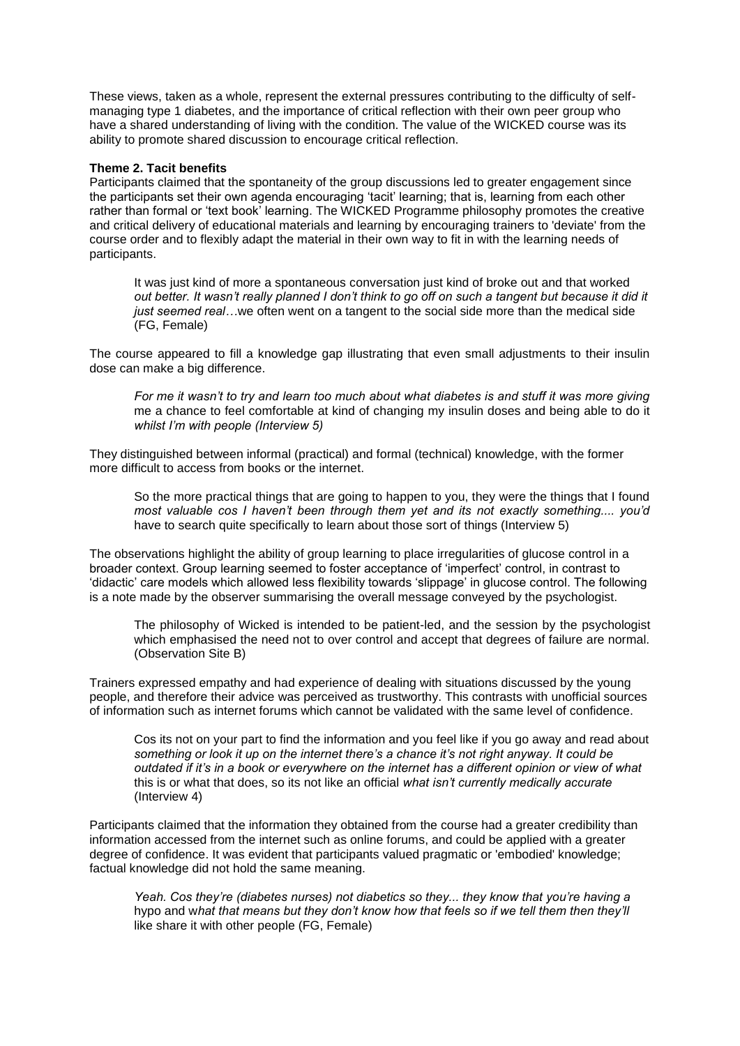These views, taken as a whole, represent the external pressures contributing to the difficulty of self-managing type 1 diabetes, and the importance of critical reflection with their own peer group who have a shared understanding of living with the condition. The value of the WICKED course was its ability to promote shared discussion to encourage critical reflection.

**Theme 2. Tacit benefits**

Participants claimed that the spontaneity of the group discussions led to greater engagement since the participants set their own agenda encouraging 'tacit' learning; that is, learning from each other rather than formal or 'text book' learning. The WICKED Programme philosophy promotes the creative and critical delivery of educational materials and learning by encouraging trainers to 'deviate' from the course order and to flexibly adapt the material in their own way to fit in with the learning needs of participants.

> It was just kind of more a spontaneous conversation just kind of broke out and that worked *out better. It wasn't really planned I don't think to go off on such a tangent but because it did it just seemed real…*we often went on a tangent to the social side more than the medical side (FG, Female)

The course appeared to fill a knowledge gap illustrating that even small adjustments to their insulin dose can make a big difference.

> *For me it wasn't to try and learn too much about what diabetes is and stuff it was more giving* me a chance to feel comfortable at kind of changing my insulin doses and being able to do it *whilst I'm with people (Interview 5)*

They distinguished between informal (practical) and formal (technical) knowledge, with the former more difficult to access from books or the internet.

> So the more practical things that are going to happen to you, they were the things that I found *most valuable cos I haven't been through them yet and its not exactly something.... you'd* have to search quite specifically to learn about those sort of things (Interview 5)

The observations highlight the ability of group learning to place irregularities of glucose control in a broader context. Group learning seemed to foster acceptance of 'imperfect' control, in contrast to 'didactic' care models which allowed less flexibility towards 'slippage' in glucose control. The following is a note made by the observer summarising the overall message conveyed by the psychologist.

> The philosophy of Wicked is intended to be patient-led, and the session by the psychologist which emphasised the need not to over control and accept that degrees of failure are normal. (Observation Site B)

Trainers expressed empathy and had experience of dealing with situations discussed by the young people, and therefore their advice was perceived as trustworthy. This contrasts with unofficial sources of information such as internet forums which cannot be validated with the same level of confidence.

> Cos its not on your part to find the information and you feel like if you go away and read about *something or look it up on the internet there's a chance it's not right anyway. It could be outdated if it's in a book or everywhere on the internet has a different opinion or view of what* this is or what that does, so its not like an official *what isn't currently medically accurate* (Interview 4)

Participants claimed that the information they obtained from the course had a greater credibility than information accessed from the internet such as online forums, and could be applied with a greater degree of confidence. It was evident that participants valued pragmatic or 'embodied' knowledge; factual knowledge did not hold the same meaning.

> *Yeah. Cos they're (diabetes nurses) not diabetics so they... they know that you're having a* hypo and w*hat that means but they don't know how that feels so if we tell them then they'll* like share it with other people (FG, Female)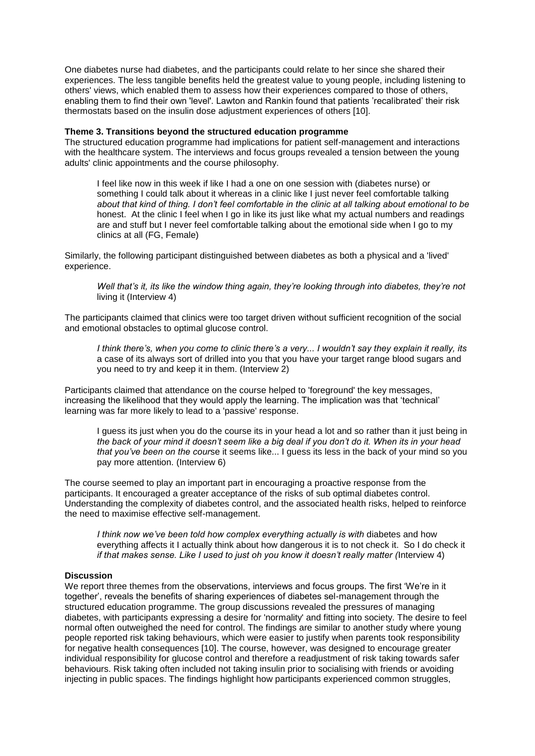One diabetes nurse had diabetes, and the participants could relate to her since she shared their experiences. The less tangible benefits held the greatest value to young people, including listening to others' views, which enabled them to assess how their experiences compared to those of others, enabling them to find their own 'level'. Lawton and Rankin found that patients 'recalibrated' their risk thermostats based on the insulin dose adjustment experiences of others [10].

**Theme 3. Transitions beyond the structured education programme**

The structured education programme had implications for patient self-management and interactions with the healthcare system. The interviews and focus groups revealed a tension between the young adults' clinic appointments and the course philosophy.

> I feel like now in this week if like I had a one on one session with (diabetes nurse) or something I could talk about it whereas in a clinic like I just never feel comfortable talking *about that kind of thing. I don't feel comfortable in the clinic at all talking about emotional to be* honest. At the clinic I feel when I go in like its just like what my actual numbers and readings are and stuff but I never feel comfortable talking about the emotional side when I go to my clinics at all (FG, Female)

Similarly, the following participant distinguished between diabetes as both a physical and a 'lived' experience.

> *Well that's it, its like the window thing again, they're looking through into diabetes, they're not* living it (Interview 4)

The participants claimed that clinics were too target driven without sufficient recognition of the social and emotional obstacles to optimal glucose control.

> *I think there's, when you come to clinic there's a very... I wouldn't say they explain it really, its* a case of its always sort of drilled into you that you have your target range blood sugars and you need to try and keep it in them. (Interview 2)

Participants claimed that attendance on the course helped to 'foreground' the key messages, increasing the likelihood that they would apply the learning. The implication was that 'technical' learning was far more likely to lead to a 'passive' response.

> I guess its just when you do the course its in your head a lot and so rather than it just being in *the back of your mind it doesn't seem like a big deal if you don't do it. When its in your head that you've been on the cour*se it seems like... I guess its less in the back of your mind so you pay more attention. (Interview 6)

The course seemed to play an important part in encouraging a proactive response from the participants. It encouraged a greater acceptance of the risks of sub optimal diabetes control. Understanding the complexity of diabetes control, and the associated health risks, helped to reinforce the need to maximise effective self-management.

> *I think now we've been told how complex everything actually is with* diabetes and how everything affects it I actually think about how dangerous it is to not check it. So I do check it *if that makes sense. Like I used to just oh you know it doesn't really matter (*Interview 4)

**Discussion**

We report three themes from the observations, interviews and focus groups. The first 'We're in it together', reveals the benefits of sharing experiences of diabetes sel-management through the structured education programme. The group discussions revealed the pressures of managing diabetes, with participants expressing a desire for 'normality' and fitting into society. The desire to feel normal often outweighed the need for control. The findings are similar to another study where young people reported risk taking behaviours, which were easier to justify when parents took responsibility for negative health consequences [10]. The course, however, was designed to encourage greater individual responsibility for glucose control and therefore a readjustment of risk taking towards safer behaviours. Risk taking often included not taking insulin prior to socialising with friends or avoiding injecting in public spaces. The findings highlight how participants experienced common struggles,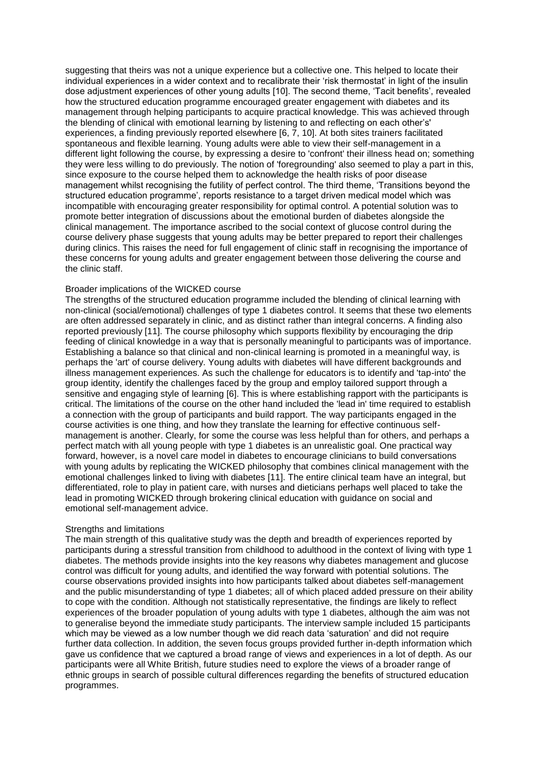suggesting that theirs was not a unique experience but a collective one. This helped to locate their individual experiences in a wider context and to recalibrate their 'risk thermostat' in light of the insulin dose adjustment experiences of other young adults [10]. The second theme, 'Tacit benefits', revealed how the structured education programme encouraged greater engagement with diabetes and its management through helping participants to acquire practical knowledge. This was achieved through the blending of clinical with emotional learning by listening to and reflecting on each other's' experiences, a finding previously reported elsewhere [6, 7, 10]. At both sites trainers facilitated spontaneous and flexible learning. Young adults were able to view their self-management in a different light following the course, by expressing a desire to 'confront' their illness head on; something they were less willing to do previously. The notion of 'foregrounding' also seemed to play a part in this, since exposure to the course helped them to acknowledge the health risks of poor disease management whilst recognising the futility of perfect control. The third theme, 'Transitions beyond the structured education programme', reports resistance to a target driven medical model which was incompatible with encouraging greater responsibility for optimal control. A potential solution was to promote better integration of discussions about the emotional burden of diabetes alongside the clinical management. The importance ascribed to the social context of glucose control during the course delivery phase suggests that young adults may be better prepared to report their challenges during clinics. This raises the need for full engagement of clinic staff in recognising the importance of these concerns for young adults and greater engagement between those delivering the course and the clinic staff.

### Broader implications of the WICKED course

The strengths of the structured education programme included the blending of clinical learning with non-clinical (social/emotional) challenges of type 1 diabetes control. It seems that these two elements are often addressed separately in clinic, and as distinct rather than integral concerns. A finding also reported previously [11]. The course philosophy which supports flexibility by encouraging the drip feeding of clinical knowledge in a way that is personally meaningful to participants was of importance. Establishing a balance so that clinical and non-clinical learning is promoted in a meaningful way, is perhaps the 'art' of course delivery. Young adults with diabetes will have different backgrounds and illness management experiences. As such the challenge for educators is to identify and 'tap-into' the group identity, identify the challenges faced by the group and employ tailored support through a sensitive and engaging style of learning [6]. This is where establishing rapport with the participants is critical. The limitations of the course on the other hand included the 'lead in' time required to establish a connection with the group of participants and build rapport. The way participants engaged in the course activities is one thing, and how they translate the learning for effective continuous self-management is another. Clearly, for some the course was less helpful than for others, and perhaps a perfect match with all young people with type 1 diabetes is an unrealistic goal. One practical way forward, however, is a novel care model in diabetes to encourage clinicians to build conversations with young adults by replicating the WICKED philosophy that combines clinical management with the emotional challenges linked to living with diabetes [11]. The entire clinical team have an integral, but differentiated, role to play in patient care, with nurses and dieticians perhaps well placed to take the lead in promoting WICKED through brokering clinical education with guidance on social and emotional self-management advice.

### Strengths and limitations

The main strength of this qualitative study was the depth and breadth of experiences reported by participants during a stressful transition from childhood to adulthood in the context of living with type 1 diabetes. The methods provide insights into the key reasons why diabetes management and glucose control was difficult for young adults, and identified the way forward with potential solutions. The course observations provided insights into how participants talked about diabetes self-management and the public misunderstanding of type 1 diabetes; all of which placed added pressure on their ability to cope with the condition. Although not statistically representative, the findings are likely to reflect experiences of the broader population of young adults with type 1 diabetes, although the aim was not to generalise beyond the immediate study participants. The interview sample included 15 participants which may be viewed as a low number though we did reach data 'saturation' and did not require further data collection. In addition, the seven focus groups provided further in-depth information which gave us confidence that we captured a broad range of views and experiences in a lot of depth. As our participants were all White British, future studies need to explore the views of a broader range of ethnic groups in search of possible cultural differences regarding the benefits of structured education programmes.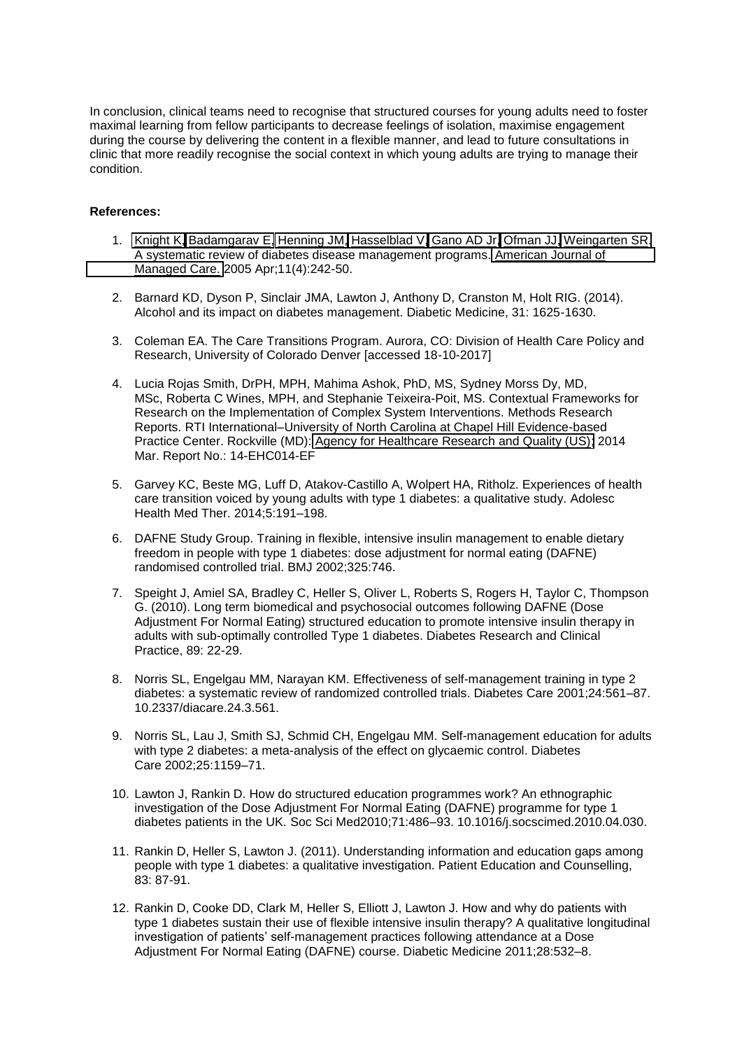In conclusion, clinical teams need to recognise that structured courses for young adults need to foster maximal learning from fellow participants to decrease feelings of isolation, maximise engagement during the course by delivering the content in a flexible manner, and lead to future consultations in clinic that more readily recognise the social context in which young adults are trying to manage their condition.

**References:**

1. Knight K, Badamgarav E, Henning JM, Hasselblad V, Gano AD Jr, Ofman JJ, Weingarten SR. A systematic review of diabetes disease management programs. American Journal of Managed Care. 2005 Apr;11(4):242-50.

2. Barnard KD, Dyson P, Sinclair JMA, Lawton J, Anthony D, Cranston M, Holt RIG. (2014). Alcohol and its impact on diabetes management. Diabetic Medicine, 31: 1625-1630.

3. Coleman EA. The Care Transitions Program. Aurora, CO: Division of Health Care Policy and Research, University of Colorado Denver [accessed 18-10-2017]

4. Lucia Rojas Smith, DrPH, MPH, Mahima Ashok, PhD, MS, Sydney Morss Dy, MD, MSc, Roberta C Wines, MPH, and Stephanie Teixeira-Poit, MS. Contextual Frameworks for Research on the Implementation of Complex System Interventions. Methods Research Reports. RTI International–University of North Carolina at Chapel Hill Evidence-based Practice Center. Rockville (MD): Agency for Healthcare Research and Quality (US); 2014 Mar. Report No.: 14-EHC014-EF

5. Garvey KC, Beste MG, Luff D, Atakov-Castillo A, Wolpert HA, Ritholz. Experiences of health care transition voiced by young adults with type 1 diabetes: a qualitative study. Adolesc Health Med Ther. 2014;5:191–198.

6. DAFNE Study Group. Training in flexible, intensive insulin management to enable dietary freedom in people with type 1 diabetes: dose adjustment for normal eating (DAFNE) randomised controlled trial. BMJ 2002;325:746.

7. Speight J, Amiel SA, Bradley C, Heller S, Oliver L, Roberts S, Rogers H, Taylor C, Thompson G. (2010). Long term biomedical and psychosocial outcomes following DAFNE (Dose Adjustment For Normal Eating) structured education to promote intensive insulin therapy in adults with sub-optimally controlled Type 1 diabetes. Diabetes Research and Clinical Practice, 89: 22-29.

8. Norris SL, Engelgau MM, Narayan KM. Effectiveness of self-management training in type 2 diabetes: a systematic review of randomized controlled trials. Diabetes Care 2001;24:561–87. 10.2337/diacare.24.3.561.

9. Norris SL, Lau J, Smith SJ, Schmid CH, Engelgau MM. Self-management education for adults with type 2 diabetes: a meta-analysis of the effect on glycaemic control. Diabetes Care 2002;25:1159–71.

10. Lawton J, Rankin D. How do structured education programmes work? An ethnographic investigation of the Dose Adjustment For Normal Eating (DAFNE) programme for type 1 diabetes patients in the UK. Soc Sci Med2010;71:486–93. 10.1016/j.socscimed.2010.04.030.

11. Rankin D, Heller S, Lawton J. (2011). Understanding information and education gaps among people with type 1 diabetes: a qualitative investigation. Patient Education and Counselling, 83: 87-91.

12. Rankin D, Cooke DD, Clark M, Heller S, Elliott J, Lawton J. How and why do patients with type 1 diabetes sustain their use of flexible intensive insulin therapy? A qualitative longitudinal investigation of patients' self-management practices following attendance at a Dose Adjustment For Normal Eating (DAFNE) course. Diabetic Medicine 2011;28:532–8.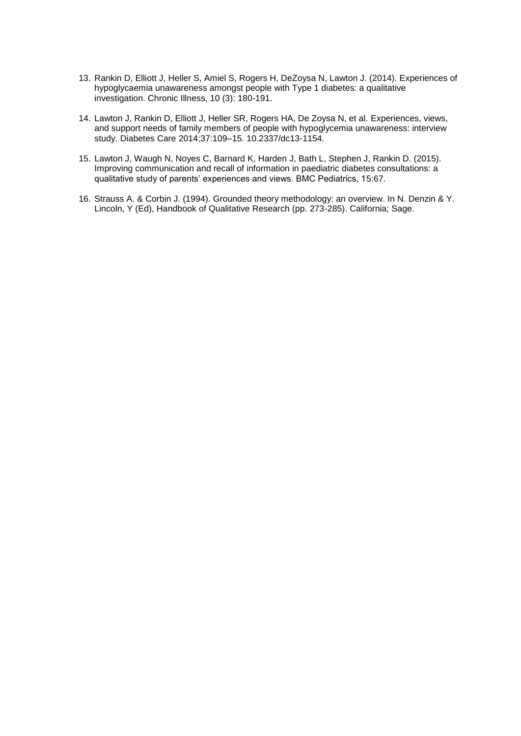13. Rankin D, Elliott J, Heller S, Amiel S, Rogers H, DeZoysa N, Lawton J. (2014). Experiences of hypoglycaemia unawareness amongst people with Type 1 diabetes: a qualitative investigation. Chronic Illness, 10 (3): 180-191.

14. Lawton J, Rankin D, Elliott J, Heller SR, Rogers HA, De Zoysa N, et al. Experiences, views, and support needs of family members of people with hypoglycemia unawareness: interview study. Diabetes Care 2014;37:109–15. 10.2337/dc13-1154.

15. Lawton J, Waugh N, Noyes C, Barnard K, Harden J, Bath L, Stephen J, Rankin D. (2015). Improving communication and recall of information in paediatric diabetes consultations: a qualitative study of parents' experiences and views. BMC Pediatrics, 15:67.

16. Strauss A. & Corbin J. (1994). Grounded theory methodology: an overview. In N. Denzin & Y. Lincoln, Y (Ed), Handbook of Qualitative Research (pp. 273-285). California; Sage.